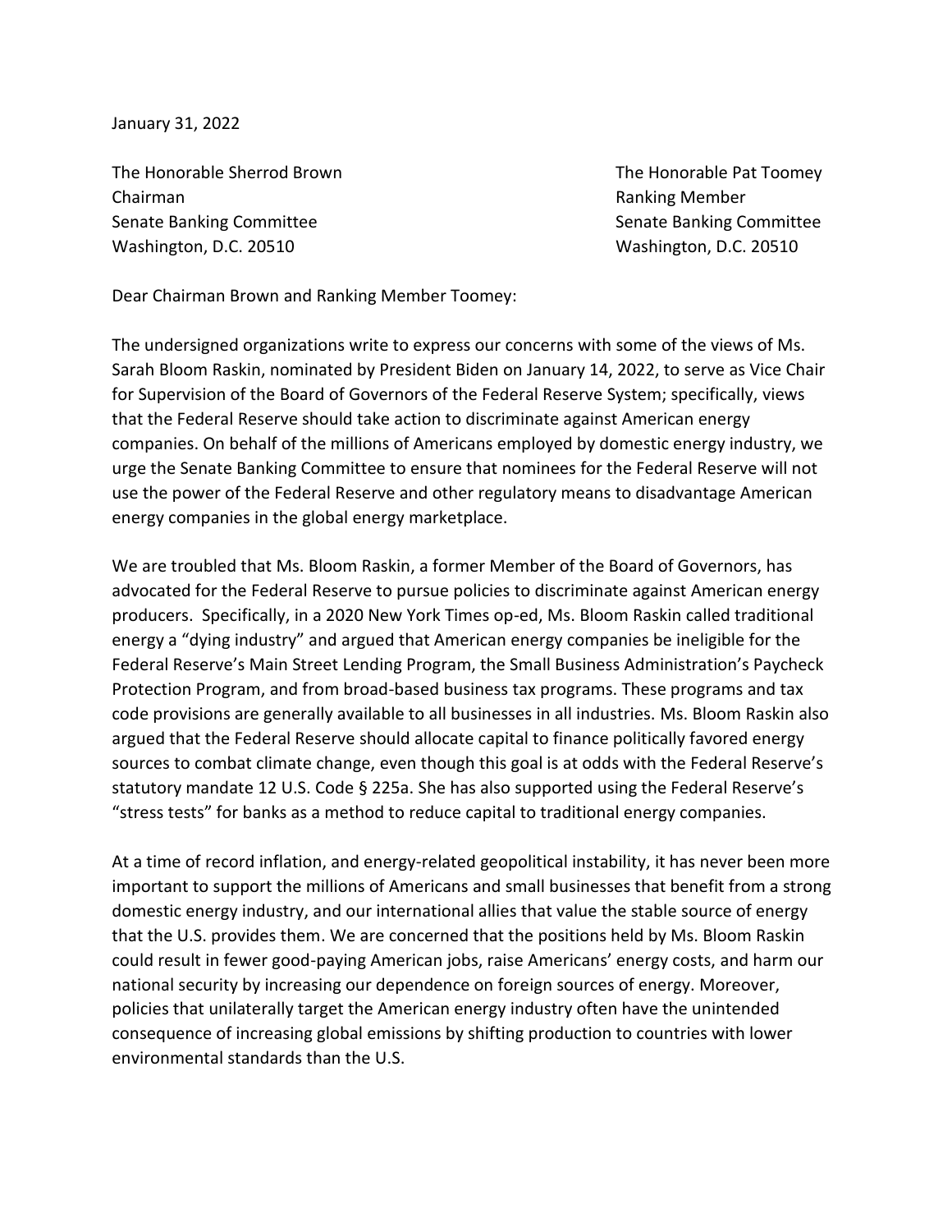January 31, 2022

The Honorable Sherrod Brown
Chairman
Senate Banking Committee
Washington, D.C. 20510

The Honorable Pat Toomey
Ranking Member
Senate Banking Committee
Washington, D.C. 20510

Dear Chairman Brown and Ranking Member Toomey:

The undersigned organizations write to express our concerns with some of the views of Ms. Sarah Bloom Raskin, nominated by President Biden on January 14, 2022, to serve as Vice Chair for Supervision of the Board of Governors of the Federal Reserve System; specifically, views that the Federal Reserve should take action to discriminate against American energy companies. On behalf of the millions of Americans employed by domestic energy industry, we urge the Senate Banking Committee to ensure that nominees for the Federal Reserve will not use the power of the Federal Reserve and other regulatory means to disadvantage American energy companies in the global energy marketplace.

We are troubled that Ms. Bloom Raskin, a former Member of the Board of Governors, has advocated for the Federal Reserve to pursue policies to discriminate against American energy producers. Specifically, in a 2020 New York Times op-ed, Ms. Bloom Raskin called traditional energy a "dying industry" and argued that American energy companies be ineligible for the Federal Reserve's Main Street Lending Program, the Small Business Administration's Paycheck Protection Program, and from broad-based business tax programs. These programs and tax code provisions are generally available to all businesses in all industries. Ms. Bloom Raskin also argued that the Federal Reserve should allocate capital to finance politically favored energy sources to combat climate change, even though this goal is at odds with the Federal Reserve's statutory mandate 12 U.S. Code § 225a. She has also supported using the Federal Reserve's "stress tests" for banks as a method to reduce capital to traditional energy companies.

At a time of record inflation, and energy-related geopolitical instability, it has never been more important to support the millions of Americans and small businesses that benefit from a strong domestic energy industry, and our international allies that value the stable source of energy that the U.S. provides them. We are concerned that the positions held by Ms. Bloom Raskin could result in fewer good-paying American jobs, raise Americans' energy costs, and harm our national security by increasing our dependence on foreign sources of energy. Moreover, policies that unilaterally target the American energy industry often have the unintended consequence of increasing global emissions by shifting production to countries with lower environmental standards than the U.S.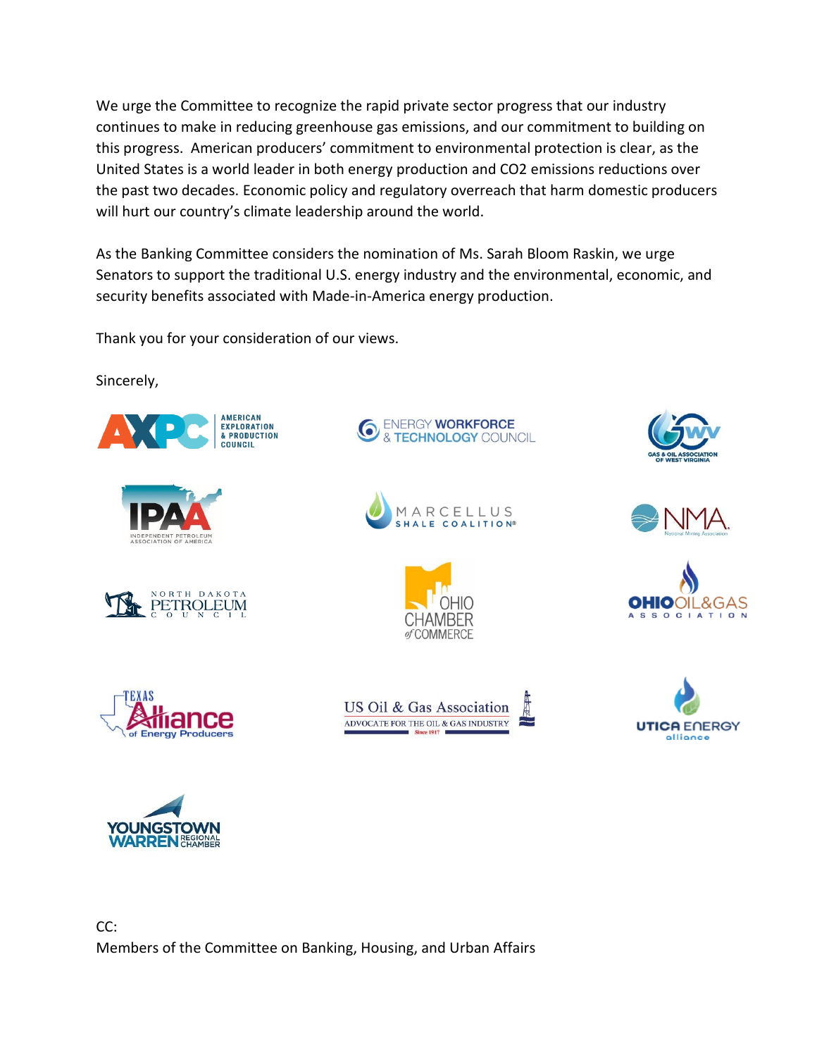We urge the Committee to recognize the rapid private sector progress that our industry continues to make in reducing greenhouse gas emissions, and our commitment to building on this progress. American producers' commitment to environmental protection is clear, as the United States is a world leader in both energy production and $CO_2$ emissions reductions over the past two decades. Economic policy and regulatory overreach that harm domestic producers will hurt our country's climate leadership around the world.

As the Banking Committee considers the nomination of Ms. Sarah Bloom Raskin, we urge Senators to support the traditional U.S. energy industry and the environmental, economic, and security benefits associated with Made-in-America energy production.

Thank you for your consideration of our views.

Sincerely,

AXPC American Exploration & Production Council

Energy Workforce & Technology Council

GOWV Gas & Oil Association of West Virginia

IPAA Independent Petroleum Association of America

Marcellus Shale Coalition

NMA National Mining Association

North Dakota Petroleum Council

Ohio Chamber of Commerce

Ohio Oil & Gas Association

Texas Alliance of Energy Producers

US Oil & Gas Association – Advocate for the Oil & Gas Industry – Since 1917

Utica Energy Alliance

Youngstown Warren Regional Chamber

CC:
Members of the Committee on Banking, Housing, and Urban Affairs